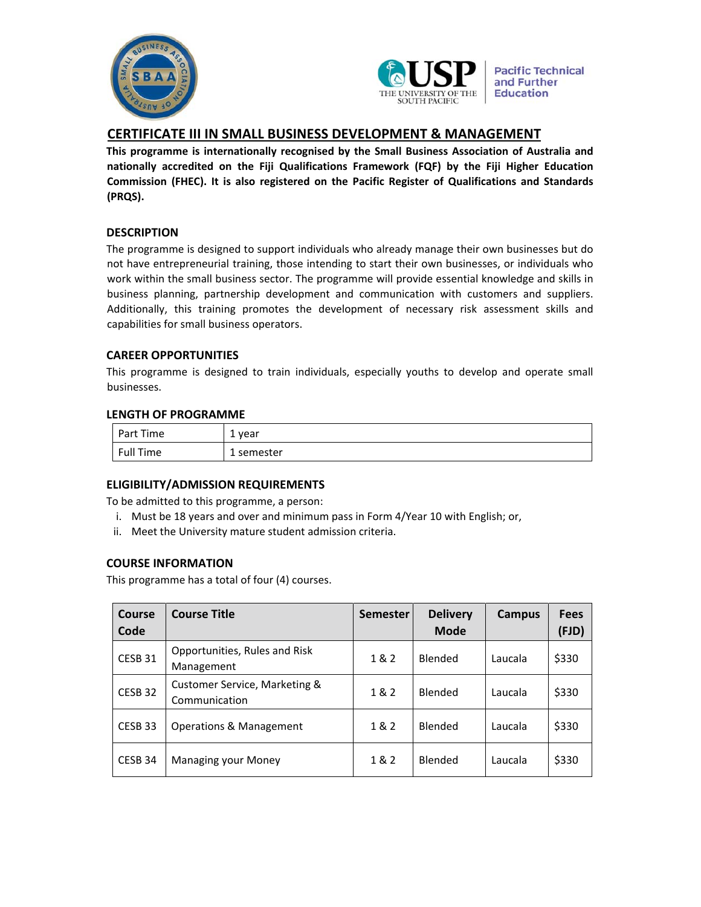# CERTIFICATE III IN SMALL BUSINESS DEVELOPMENT & MANAGEMENT

**This programme is internationally recognised by the Small Business Association of Australia and nationally accredited on the Fiji Qualifications Framework (FQF) by the Fiji Higher Education Commission (FHEC). It is also registered on the Pacific Register of Qualifications and Standards (PRQS).**

## DESCRIPTION

The programme is designed to support individuals who already manage their own businesses but do not have entrepreneurial training, those intending to start their own businesses, or individuals who work within the small business sector. The programme will provide essential knowledge and skills in business planning, partnership development and communication with customers and suppliers. Additionally, this training promotes the development of necessary risk assessment skills and capabilities for small business operators.

## CAREER OPPORTUNITIES

This programme is designed to train individuals, especially youths to develop and operate small businesses.

## LENGTH OF PROGRAMME

| Part Time | 1 year |
|---|---|
| Full Time | 1 semester |

## ELIGIBILITY/ADMISSION REQUIREMENTS

To be admitted to this programme, a person:

i. Must be 18 years and over and minimum pass in Form 4/Year 10 with English; or,
ii. Meet the University mature student admission criteria.

## COURSE INFORMATION

This programme has a total of four (4) courses.

| Course Code | Course Title | Semester | Delivery Mode | Campus | Fees (FJD) |
|---|---|---|---|---|---|
| CESB 31 | Opportunities, Rules and Risk Management | 1 & 2 | Blended | Laucala | $330 |
| CESB 32 | Customer Service, Marketing & Communication | 1 & 2 | Blended | Laucala | $330 |
| CESB 33 | Operations & Management | 1 & 2 | Blended | Laucala | $330 |
| CESB 34 | Managing your Money | 1 & 2 | Blended | Laucala | $330 |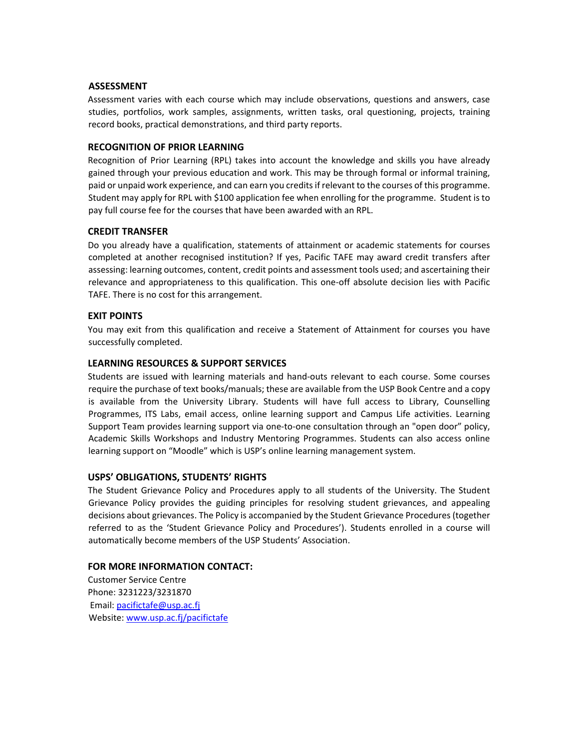## ASSESSMENT

Assessment varies with each course which may include observations, questions and answers, case studies, portfolios, work samples, assignments, written tasks, oral questioning, projects, training record books, practical demonstrations, and third party reports.

## RECOGNITION OF PRIOR LEARNING

Recognition of Prior Learning (RPL) takes into account the knowledge and skills you have already gained through your previous education and work. This may be through formal or informal training, paid or unpaid work experience, and can earn you credits if relevant to the courses of this programme. Student may apply for RPL with $100 application fee when enrolling for the programme. Student is to pay full course fee for the courses that have been awarded with an RPL.

## CREDIT TRANSFER

Do you already have a qualification, statements of attainment or academic statements for courses completed at another recognised institution? If yes, Pacific TAFE may award credit transfers after assessing: learning outcomes, content, credit points and assessment tools used; and ascertaining their relevance and appropriateness to this qualification. This one-off absolute decision lies with Pacific TAFE. There is no cost for this arrangement.

## EXIT POINTS

You may exit from this qualification and receive a Statement of Attainment for courses you have successfully completed.

## LEARNING RESOURCES & SUPPORT SERVICES

Students are issued with learning materials and hand-outs relevant to each course. Some courses require the purchase of text books/manuals; these are available from the USP Book Centre and a copy is available from the University Library. Students will have full access to Library, Counselling Programmes, ITS Labs, email access, online learning support and Campus Life activities. Learning Support Team provides learning support via one-to-one consultation through an "open door" policy, Academic Skills Workshops and Industry Mentoring Programmes. Students can also access online learning support on "Moodle" which is USP's online learning management system.

## USPS' OBLIGATIONS, STUDENTS' RIGHTS

The Student Grievance Policy and Procedures apply to all students of the University. The Student Grievance Policy provides the guiding principles for resolving student grievances, and appealing decisions about grievances. The Policy is accompanied by the Student Grievance Procedures (together referred to as the 'Student Grievance Policy and Procedures'). Students enrolled in a course will automatically become members of the USP Students' Association.

## FOR MORE INFORMATION CONTACT:

Customer Service Centre
Phone: 3231223/3231870
Email: pacifictafe@usp.ac.fj
Website: www.usp.ac.fj/pacifictafe